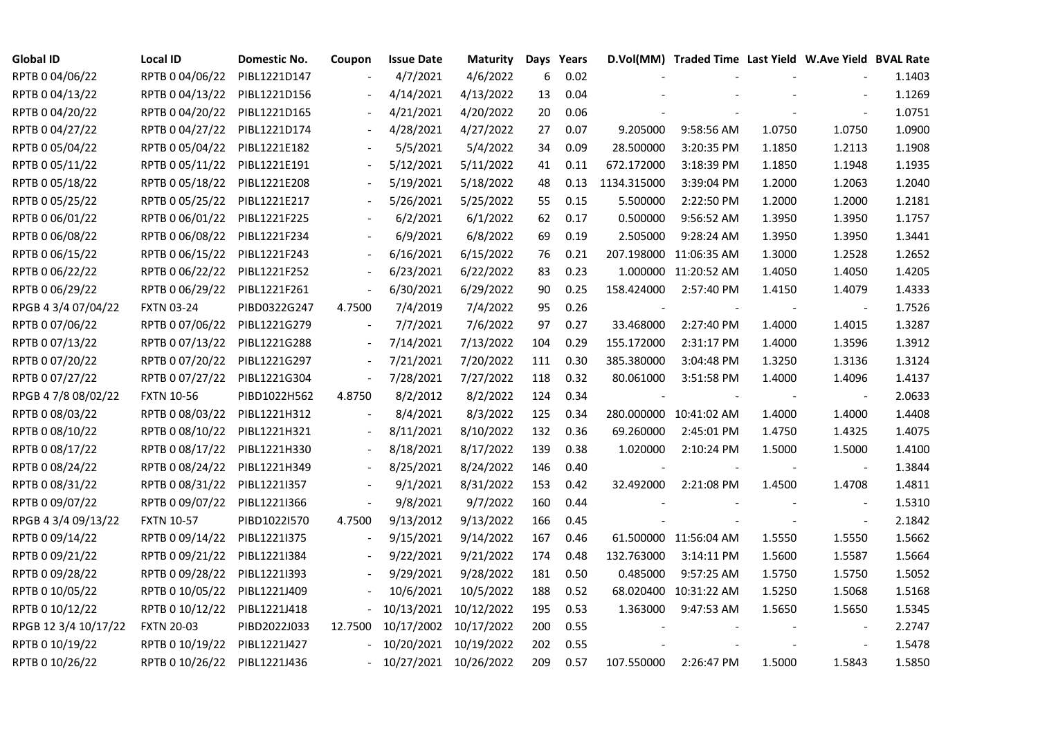| Global ID | Local ID | Domestic No. | Coupon | Issue Date | Maturity | Days | Years | D.Vol(MM) | Traded Time | Last Yield | W.Ave Yield | BVAL Rate |
|---|---|---|---|---|---|---|---|---|---|---|---|---|
| RPTB 0 04/06/22 | RPTB 0 04/06/22 | PIBL1221D147 | - | 4/7/2021 | 4/6/2022 | 6 | 0.02 | - | - | - | - | 1.1403 |
| RPTB 0 04/13/22 | RPTB 0 04/13/22 | PIBL1221D156 | - | 4/14/2021 | 4/13/2022 | 13 | 0.04 | - | - | - | - | 1.1269 |
| RPTB 0 04/20/22 | RPTB 0 04/20/22 | PIBL1221D165 | - | 4/21/2021 | 4/20/2022 | 20 | 0.06 | - | - | - | - | 1.0751 |
| RPTB 0 04/27/22 | RPTB 0 04/27/22 | PIBL1221D174 | - | 4/28/2021 | 4/27/2022 | 27 | 0.07 | 9.205000 | 9:58:56 AM | 1.0750 | 1.0750 | 1.0900 |
| RPTB 0 05/04/22 | RPTB 0 05/04/22 | PIBL1221E182 | - | 5/5/2021 | 5/4/2022 | 34 | 0.09 | 28.500000 | 3:20:35 PM | 1.1850 | 1.2113 | 1.1908 |
| RPTB 0 05/11/22 | RPTB 0 05/11/22 | PIBL1221E191 | - | 5/12/2021 | 5/11/2022 | 41 | 0.11 | 672.172000 | 3:18:39 PM | 1.1850 | 1.1948 | 1.1935 |
| RPTB 0 05/18/22 | RPTB 0 05/18/22 | PIBL1221E208 | - | 5/19/2021 | 5/18/2022 | 48 | 0.13 | 1134.315000 | 3:39:04 PM | 1.2000 | 1.2063 | 1.2040 |
| RPTB 0 05/25/22 | RPTB 0 05/25/22 | PIBL1221E217 | - | 5/26/2021 | 5/25/2022 | 55 | 0.15 | 5.500000 | 2:22:50 PM | 1.2000 | 1.2000 | 1.2181 |
| RPTB 0 06/01/22 | RPTB 0 06/01/22 | PIBL1221F225 | - | 6/2/2021 | 6/1/2022 | 62 | 0.17 | 0.500000 | 9:56:52 AM | 1.3950 | 1.3950 | 1.1757 |
| RPTB 0 06/08/22 | RPTB 0 06/08/22 | PIBL1221F234 | - | 6/9/2021 | 6/8/2022 | 69 | 0.19 | 2.505000 | 9:28:24 AM | 1.3950 | 1.3950 | 1.3441 |
| RPTB 0 06/15/22 | RPTB 0 06/15/22 | PIBL1221F243 | - | 6/16/2021 | 6/15/2022 | 76 | 0.21 | 207.198000 | 11:06:35 AM | 1.3000 | 1.2528 | 1.2652 |
| RPTB 0 06/22/22 | RPTB 0 06/22/22 | PIBL1221F252 | - | 6/23/2021 | 6/22/2022 | 83 | 0.23 | 1.000000 | 11:20:52 AM | 1.4050 | 1.4050 | 1.4205 |
| RPTB 0 06/29/22 | RPTB 0 06/29/22 | PIBL1221F261 | - | 6/30/2021 | 6/29/2022 | 90 | 0.25 | 158.424000 | 2:57:40 PM | 1.4150 | 1.4079 | 1.4333 |
| RPGB 4 3/4 07/04/22 | FXTN 03-24 | PIBD0322G247 | 4.7500 | 7/4/2019 | 7/4/2022 | 95 | 0.26 | - | - | - | - | 1.7526 |
| RPTB 0 07/06/22 | RPTB 0 07/06/22 | PIBL1221G279 | - | 7/7/2021 | 7/6/2022 | 97 | 0.27 | 33.468000 | 2:27:40 PM | 1.4000 | 1.4015 | 1.3287 |
| RPTB 0 07/13/22 | RPTB 0 07/13/22 | PIBL1221G288 | - | 7/14/2021 | 7/13/2022 | 104 | 0.29 | 155.172000 | 2:31:17 PM | 1.4000 | 1.3596 | 1.3912 |
| RPTB 0 07/20/22 | RPTB 0 07/20/22 | PIBL1221G297 | - | 7/21/2021 | 7/20/2022 | 111 | 0.30 | 385.380000 | 3:04:48 PM | 1.3250 | 1.3136 | 1.3124 |
| RPTB 0 07/27/22 | RPTB 0 07/27/22 | PIBL1221G304 | - | 7/28/2021 | 7/27/2022 | 118 | 0.32 | 80.061000 | 3:51:58 PM | 1.4000 | 1.4096 | 1.4137 |
| RPGB 4 7/8 08/02/22 | FXTN 10-56 | PIBD1022H562 | 4.8750 | 8/2/2012 | 8/2/2022 | 124 | 0.34 | - | - | - | - | 2.0633 |
| RPTB 0 08/03/22 | RPTB 0 08/03/22 | PIBL1221H312 | - | 8/4/2021 | 8/3/2022 | 125 | 0.34 | 280.000000 | 10:41:02 AM | 1.4000 | 1.4000 | 1.4408 |
| RPTB 0 08/10/22 | RPTB 0 08/10/22 | PIBL1221H321 | - | 8/11/2021 | 8/10/2022 | 132 | 0.36 | 69.260000 | 2:45:01 PM | 1.4750 | 1.4325 | 1.4075 |
| RPTB 0 08/17/22 | RPTB 0 08/17/22 | PIBL1221H330 | - | 8/18/2021 | 8/17/2022 | 139 | 0.38 | 1.020000 | 2:10:24 PM | 1.5000 | 1.5000 | 1.4100 |
| RPTB 0 08/24/22 | RPTB 0 08/24/22 | PIBL1221H349 | - | 8/25/2021 | 8/24/2022 | 146 | 0.40 | - | - | - | - | 1.3844 |
| RPTB 0 08/31/22 | RPTB 0 08/31/22 | PIBL1221I357 | - | 9/1/2021 | 8/31/2022 | 153 | 0.42 | 32.492000 | 2:21:08 PM | 1.4500 | 1.4708 | 1.4811 |
| RPTB 0 09/07/22 | RPTB 0 09/07/22 | PIBL1221I366 | - | 9/8/2021 | 9/7/2022 | 160 | 0.44 | - | - | - | - | 1.5310 |
| RPGB 4 3/4 09/13/22 | FXTN 10-57 | PIBD1022I570 | 4.7500 | 9/13/2012 | 9/13/2022 | 166 | 0.45 | - | - | - | - | 2.1842 |
| RPTB 0 09/14/22 | RPTB 0 09/14/22 | PIBL1221I375 | - | 9/15/2021 | 9/14/2022 | 167 | 0.46 | 61.500000 | 11:56:04 AM | 1.5550 | 1.5550 | 1.5662 |
| RPTB 0 09/21/22 | RPTB 0 09/21/22 | PIBL1221I384 | - | 9/22/2021 | 9/21/2022 | 174 | 0.48 | 132.763000 | 3:14:11 PM | 1.5600 | 1.5587 | 1.5664 |
| RPTB 0 09/28/22 | RPTB 0 09/28/22 | PIBL1221I393 | - | 9/29/2021 | 9/28/2022 | 181 | 0.50 | 0.485000 | 9:57:25 AM | 1.5750 | 1.5750 | 1.5052 |
| RPTB 0 10/05/22 | RPTB 0 10/05/22 | PIBL1221J409 | - | 10/6/2021 | 10/5/2022 | 188 | 0.52 | 68.020400 | 10:31:22 AM | 1.5250 | 1.5068 | 1.5168 |
| RPTB 0 10/12/22 | RPTB 0 10/12/22 | PIBL1221J418 | - | 10/13/2021 | 10/12/2022 | 195 | 0.53 | 1.363000 | 9:47:53 AM | 1.5650 | 1.5650 | 1.5345 |
| RPGB 12 3/4 10/17/22 | FXTN 20-03 | PIBD2022J033 | 12.7500 | 10/17/2002 | 10/17/2022 | 200 | 0.55 | - | - | - | - | 2.2747 |
| RPTB 0 10/19/22 | RPTB 0 10/19/22 | PIBL1221J427 | - | 10/20/2021 | 10/19/2022 | 202 | 0.55 | - | - | - | - | 1.5478 |
| RPTB 0 10/26/22 | RPTB 0 10/26/22 | PIBL1221J436 | - | 10/27/2021 | 10/26/2022 | 209 | 0.57 | 107.550000 | 2:26:47 PM | 1.5000 | 1.5843 | 1.5850 |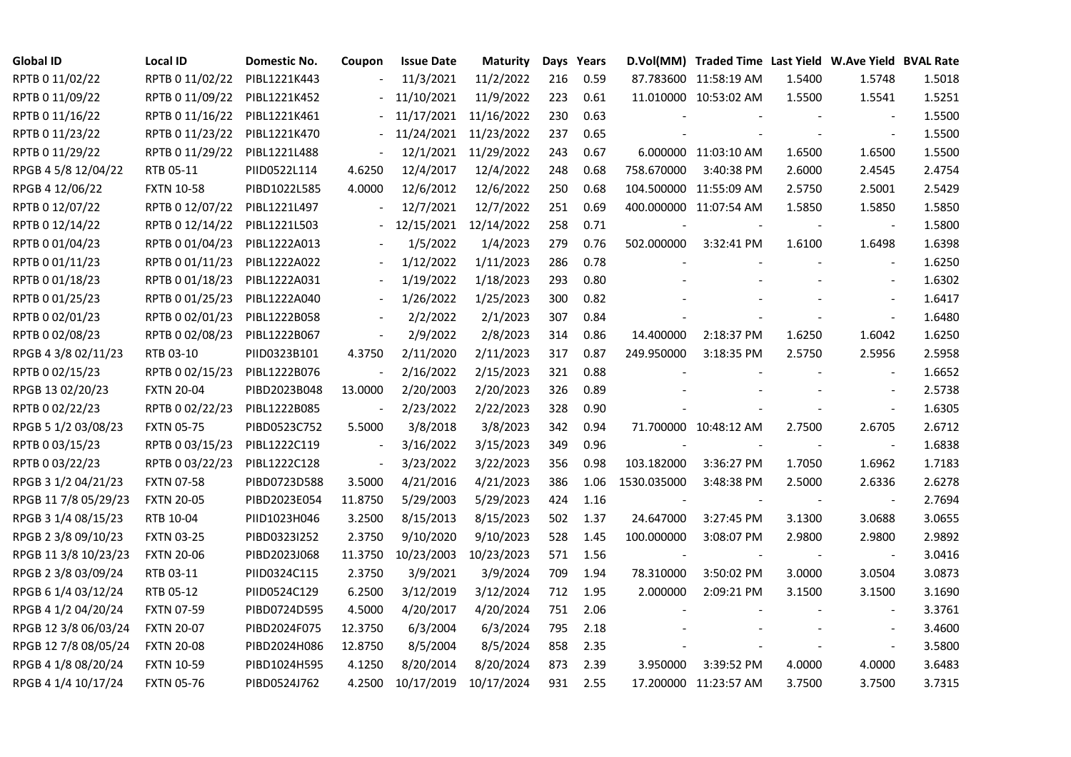| Global ID | Local ID | Domestic No. | Coupon | Issue Date | Maturity | Days | Years | D.Vol(MM) | Traded Time | Last Yield | W.Ave Yield | BVAL Rate |
|---|---|---|---|---|---|---|---|---|---|---|---|---|
| RPTB 0 11/02/22 | RPTB 0 11/02/22 | PIBL1221K443 | - | 11/3/2021 | 11/2/2022 | 216 | 0.59 | 87.783600 | 11:58:19 AM | 1.5400 | 1.5748 | 1.5018 |
| RPTB 0 11/09/22 | RPTB 0 11/09/22 | PIBL1221K452 | - | 11/10/2021 | 11/9/2022 | 223 | 0.61 | 11.010000 | 10:53:02 AM | 1.5500 | 1.5541 | 1.5251 |
| RPTB 0 11/16/22 | RPTB 0 11/16/22 | PIBL1221K461 | - | 11/17/2021 | 11/16/2022 | 230 | 0.63 | - | - | - | - | 1.5500 |
| RPTB 0 11/23/22 | RPTB 0 11/23/22 | PIBL1221K470 | - | 11/24/2021 | 11/23/2022 | 237 | 0.65 | - | - | - | - | 1.5500 |
| RPTB 0 11/29/22 | RPTB 0 11/29/22 | PIBL1221L488 | - | 12/1/2021 | 11/29/2022 | 243 | 0.67 | 6.000000 | 11:03:10 AM | 1.6500 | 1.6500 | 1.5500 |
| RPGB 4 5/8 12/04/22 | RTB 05-11 | PIID0522L114 | 4.6250 | 12/4/2017 | 12/4/2022 | 248 | 0.68 | 758.670000 | 3:40:38 PM | 2.6000 | 2.4545 | 2.4754 |
| RPGB 4 12/06/22 | FXTN 10-58 | PIBD1022L585 | 4.0000 | 12/6/2012 | 12/6/2022 | 250 | 0.68 | 104.500000 | 11:55:09 AM | 2.5750 | 2.5001 | 2.5429 |
| RPTB 0 12/07/22 | RPTB 0 12/07/22 | PIBL1221L497 | - | 12/7/2021 | 12/7/2022 | 251 | 0.69 | 400.000000 | 11:07:54 AM | 1.5850 | 1.5850 | 1.5850 |
| RPTB 0 12/14/22 | RPTB 0 12/14/22 | PIBL1221L503 | - | 12/15/2021 | 12/14/2022 | 258 | 0.71 | - | - | - | - | 1.5800 |
| RPTB 0 01/04/23 | RPTB 0 01/04/23 | PIBL1222A013 | - | 1/5/2022 | 1/4/2023 | 279 | 0.76 | 502.000000 | 3:32:41 PM | 1.6100 | 1.6498 | 1.6398 |
| RPTB 0 01/11/23 | RPTB 0 01/11/23 | PIBL1222A022 | - | 1/12/2022 | 1/11/2023 | 286 | 0.78 | - | - | - | - | 1.6250 |
| RPTB 0 01/18/23 | RPTB 0 01/18/23 | PIBL1222A031 | - | 1/19/2022 | 1/18/2023 | 293 | 0.80 | - | - | - | - | 1.6302 |
| RPTB 0 01/25/23 | RPTB 0 01/25/23 | PIBL1222A040 | - | 1/26/2022 | 1/25/2023 | 300 | 0.82 | - | - | - | - | 1.6417 |
| RPTB 0 02/01/23 | RPTB 0 02/01/23 | PIBL1222B058 | - | 2/2/2022 | 2/1/2023 | 307 | 0.84 | - | - | - | - | 1.6480 |
| RPTB 0 02/08/23 | RPTB 0 02/08/23 | PIBL1222B067 | - | 2/9/2022 | 2/8/2023 | 314 | 0.86 | 14.400000 | 2:18:37 PM | 1.6250 | 1.6042 | 1.6250 |
| RPGB 4 3/8 02/11/23 | RTB 03-10 | PIID0323B101 | 4.3750 | 2/11/2020 | 2/11/2023 | 317 | 0.87 | 249.950000 | 3:18:35 PM | 2.5750 | 2.5956 | 2.5958 |
| RPTB 0 02/15/23 | RPTB 0 02/15/23 | PIBL1222B076 | - | 2/16/2022 | 2/15/2023 | 321 | 0.88 | - | - | - | - | 1.6652 |
| RPGB 13 02/20/23 | FXTN 20-04 | PIBD2023B048 | 13.0000 | 2/20/2003 | 2/20/2023 | 326 | 0.89 | - | - | - | - | 2.5738 |
| RPTB 0 02/22/23 | RPTB 0 02/22/23 | PIBL1222B085 | - | 2/23/2022 | 2/22/2023 | 328 | 0.90 | - | - | - | - | 1.6305 |
| RPGB 5 1/2 03/08/23 | FXTN 05-75 | PIBD0523C752 | 5.5000 | 3/8/2018 | 3/8/2023 | 342 | 0.94 | 71.700000 | 10:48:12 AM | 2.7500 | 2.6705 | 2.6712 |
| RPTB 0 03/15/23 | RPTB 0 03/15/23 | PIBL1222C119 | - | 3/16/2022 | 3/15/2023 | 349 | 0.96 | - | - | - | - | 1.6838 |
| RPTB 0 03/22/23 | RPTB 0 03/22/23 | PIBL1222C128 | - | 3/23/2022 | 3/22/2023 | 356 | 0.98 | 103.182000 | 3:36:27 PM | 1.7050 | 1.6962 | 1.7183 |
| RPGB 3 1/2 04/21/23 | FXTN 07-58 | PIBD0723D588 | 3.5000 | 4/21/2016 | 4/21/2023 | 386 | 1.06 | 1530.035000 | 3:48:38 PM | 2.5000 | 2.6336 | 2.6278 |
| RPGB 11 7/8 05/29/23 | FXTN 20-05 | PIBD2023E054 | 11.8750 | 5/29/2003 | 5/29/2023 | 424 | 1.16 | - | - | - | - | 2.7694 |
| RPGB 3 1/4 08/15/23 | RTB 10-04 | PIID1023H046 | 3.2500 | 8/15/2013 | 8/15/2023 | 502 | 1.37 | 24.647000 | 3:27:45 PM | 3.1300 | 3.0688 | 3.0655 |
| RPGB 2 3/8 09/10/23 | FXTN 03-25 | PIBD0323I252 | 2.3750 | 9/10/2020 | 9/10/2023 | 528 | 1.45 | 100.000000 | 3:08:07 PM | 2.9800 | 2.9800 | 2.9892 |
| RPGB 11 3/8 10/23/23 | FXTN 20-06 | PIBD2023J068 | 11.3750 | 10/23/2003 | 10/23/2023 | 571 | 1.56 | - | - | - | - | 3.0416 |
| RPGB 2 3/8 03/09/24 | RTB 03-11 | PIID0324C115 | 2.3750 | 3/9/2021 | 3/9/2024 | 709 | 1.94 | 78.310000 | 3:50:02 PM | 3.0000 | 3.0504 | 3.0873 |
| RPGB 6 1/4 03/12/24 | RTB 05-12 | PIID0524C129 | 6.2500 | 3/12/2019 | 3/12/2024 | 712 | 1.95 | 2.000000 | 2:09:21 PM | 3.1500 | 3.1500 | 3.1690 |
| RPGB 4 1/2 04/20/24 | FXTN 07-59 | PIBD0724D595 | 4.5000 | 4/20/2017 | 4/20/2024 | 751 | 2.06 | - | - | - | - | 3.3761 |
| RPGB 12 3/8 06/03/24 | FXTN 20-07 | PIBD2024F075 | 12.3750 | 6/3/2004 | 6/3/2024 | 795 | 2.18 | - | - | - | - | 3.4600 |
| RPGB 12 7/8 08/05/24 | FXTN 20-08 | PIBD2024H086 | 12.8750 | 8/5/2004 | 8/5/2024 | 858 | 2.35 | - | - | - | - | 3.5800 |
| RPGB 4 1/8 08/20/24 | FXTN 10-59 | PIBD1024H595 | 4.1250 | 8/20/2014 | 8/20/2024 | 873 | 2.39 | 3.950000 | 3:39:52 PM | 4.0000 | 4.0000 | 3.6483 |
| RPGB 4 1/4 10/17/24 | FXTN 05-76 | PIBD0524J762 | 4.2500 | 10/17/2019 | 10/17/2024 | 931 | 2.55 | 17.200000 | 11:23:57 AM | 3.7500 | 3.7500 | 3.7315 |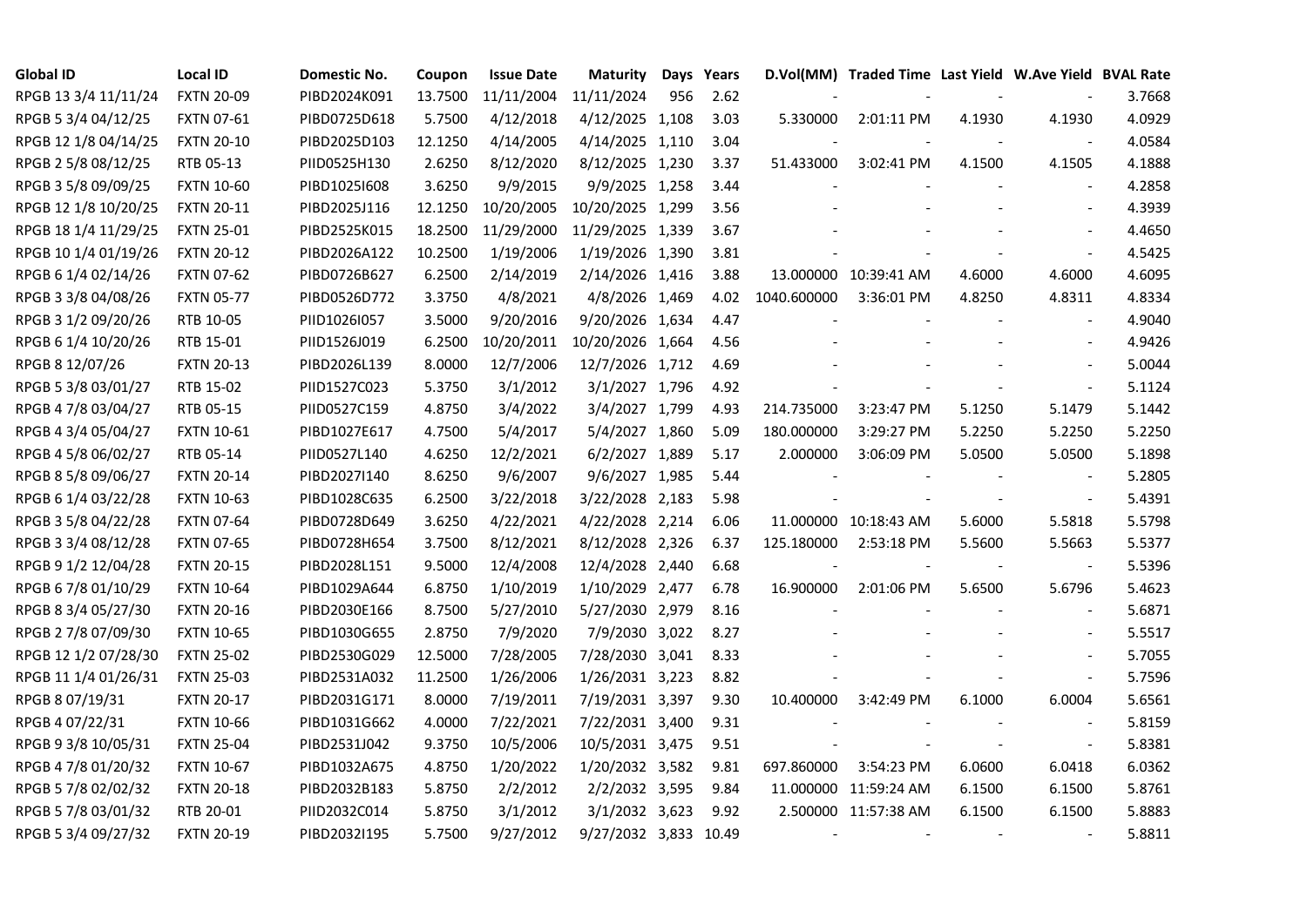| Global ID | Local ID | Domestic No. | Coupon | Issue Date | Maturity | Days | Years | D.Vol(MM) | Traded Time | Last Yield | W.Ave Yield | BVAL Rate |
|---|---|---|---|---|---|---|---|---|---|---|---|---|
| RPGB 13 3/4 11/11/24 | FXTN 20-09 | PIBD2024K091 | 13.7500 | 11/11/2004 | 11/11/2024 | 956 | 2.62 | - | - | - | - | 3.7668 |
| RPGB 5 3/4 04/12/25 | FXTN 07-61 | PIBD0725D618 | 5.7500 | 4/12/2018 | 4/12/2025 | 1,108 | 3.03 | 5.330000 | 2:01:11 PM | 4.1930 | 4.1930 | 4.0929 |
| RPGB 12 1/8 04/14/25 | FXTN 20-10 | PIBD2025D103 | 12.1250 | 4/14/2005 | 4/14/2025 | 1,110 | 3.04 | - | - | - | - | 4.0584 |
| RPGB 2 5/8 08/12/25 | RTB 05-13 | PIID0525H130 | 2.6250 | 8/12/2020 | 8/12/2025 | 1,230 | 3.37 | 51.433000 | 3:02:41 PM | 4.1500 | 4.1505 | 4.1888 |
| RPGB 3 5/8 09/09/25 | FXTN 10-60 | PIBD1025I608 | 3.6250 | 9/9/2015 | 9/9/2025 | 1,258 | 3.44 | - | - | - | - | 4.2858 |
| RPGB 12 1/8 10/20/25 | FXTN 20-11 | PIBD2025J116 | 12.1250 | 10/20/2005 | 10/20/2025 | 1,299 | 3.56 | - | - | - | - | 4.3939 |
| RPGB 18 1/4 11/29/25 | FXTN 25-01 | PIBD2525K015 | 18.2500 | 11/29/2000 | 11/29/2025 | 1,339 | 3.67 | - | - | - | - | 4.4650 |
| RPGB 10 1/4 01/19/26 | FXTN 20-12 | PIBD2026A122 | 10.2500 | 1/19/2006 | 1/19/2026 | 1,390 | 3.81 | - | - | - | - | 4.5425 |
| RPGB 6 1/4 02/14/26 | FXTN 07-62 | PIBD0726B627 | 6.2500 | 2/14/2019 | 2/14/2026 | 1,416 | 3.88 | 13.000000 | 10:39:41 AM | 4.6000 | 4.6000 | 4.6095 |
| RPGB 3 3/8 04/08/26 | FXTN 05-77 | PIBD0526D772 | 3.3750 | 4/8/2021 | 4/8/2026 | 1,469 | 4.02 | 1040.600000 | 3:36:01 PM | 4.8250 | 4.8311 | 4.8334 |
| RPGB 3 1/2 09/20/26 | RTB 10-05 | PIID1026I057 | 3.5000 | 9/20/2016 | 9/20/2026 | 1,634 | 4.47 | - | - | - | - | 4.9040 |
| RPGB 6 1/4 10/20/26 | RTB 15-01 | PIID1526J019 | 6.2500 | 10/20/2011 | 10/20/2026 | 1,664 | 4.56 | - | - | - | - | 4.9426 |
| RPGB 8 12/07/26 | FXTN 20-13 | PIBD2026L139 | 8.0000 | 12/7/2006 | 12/7/2026 | 1,712 | 4.69 | - | - | - | - | 5.0044 |
| RPGB 5 3/8 03/01/27 | RTB 15-02 | PIID1527C023 | 5.3750 | 3/1/2012 | 3/1/2027 | 1,796 | 4.92 | - | - | - | - | 5.1124 |
| RPGB 4 7/8 03/04/27 | RTB 05-15 | PIID0527C159 | 4.8750 | 3/4/2022 | 3/4/2027 | 1,799 | 4.93 | 214.735000 | 3:23:47 PM | 5.1250 | 5.1479 | 5.1442 |
| RPGB 4 3/4 05/04/27 | FXTN 10-61 | PIBD1027E617 | 4.7500 | 5/4/2017 | 5/4/2027 | 1,860 | 5.09 | 180.000000 | 3:29:27 PM | 5.2250 | 5.2250 | 5.2250 |
| RPGB 4 5/8 06/02/27 | RTB 05-14 | PIID0527L140 | 4.6250 | 12/2/2021 | 6/2/2027 | 1,889 | 5.17 | 2.000000 | 3:06:09 PM | 5.0500 | 5.0500 | 5.1898 |
| RPGB 8 5/8 09/06/27 | FXTN 20-14 | PIBD2027I140 | 8.6250 | 9/6/2007 | 9/6/2027 | 1,985 | 5.44 | - | - | - | - | 5.2805 |
| RPGB 6 1/4 03/22/28 | FXTN 10-63 | PIBD1028C635 | 6.2500 | 3/22/2018 | 3/22/2028 | 2,183 | 5.98 | - | - | - | - | 5.4391 |
| RPGB 3 5/8 04/22/28 | FXTN 07-64 | PIBD0728D649 | 3.6250 | 4/22/2021 | 4/22/2028 | 2,214 | 6.06 | 11.000000 | 10:18:43 AM | 5.6000 | 5.5818 | 5.5798 |
| RPGB 3 3/4 08/12/28 | FXTN 07-65 | PIBD0728H654 | 3.7500 | 8/12/2021 | 8/12/2028 | 2,326 | 6.37 | 125.180000 | 2:53:18 PM | 5.5600 | 5.5663 | 5.5377 |
| RPGB 9 1/2 12/04/28 | FXTN 20-15 | PIBD2028L151 | 9.5000 | 12/4/2008 | 12/4/2028 | 2,440 | 6.68 | - | - | - | - | 5.5396 |
| RPGB 6 7/8 01/10/29 | FXTN 10-64 | PIBD1029A644 | 6.8750 | 1/10/2019 | 1/10/2029 | 2,477 | 6.78 | 16.900000 | 2:01:06 PM | 5.6500 | 5.6796 | 5.4623 |
| RPGB 8 3/4 05/27/30 | FXTN 20-16 | PIBD2030E166 | 8.7500 | 5/27/2010 | 5/27/2030 | 2,979 | 8.16 | - | - | - | - | 5.6871 |
| RPGB 2 7/8 07/09/30 | FXTN 10-65 | PIBD1030G655 | 2.8750 | 7/9/2020 | 7/9/2030 | 3,022 | 8.27 | - | - | - | - | 5.5517 |
| RPGB 12 1/2 07/28/30 | FXTN 25-02 | PIBD2530G029 | 12.5000 | 7/28/2005 | 7/28/2030 | 3,041 | 8.33 | - | - | - | - | 5.7055 |
| RPGB 11 1/4 01/26/31 | FXTN 25-03 | PIBD2531A032 | 11.2500 | 1/26/2006 | 1/26/2031 | 3,223 | 8.82 | - | - | - | - | 5.7596 |
| RPGB 8 07/19/31 | FXTN 20-17 | PIBD2031G171 | 8.0000 | 7/19/2011 | 7/19/2031 | 3,397 | 9.30 | 10.400000 | 3:42:49 PM | 6.1000 | 6.0004 | 5.6561 |
| RPGB 4 07/22/31 | FXTN 10-66 | PIBD1031G662 | 4.0000 | 7/22/2021 | 7/22/2031 | 3,400 | 9.31 | - | - | - | - | 5.8159 |
| RPGB 9 3/8 10/05/31 | FXTN 25-04 | PIBD2531J042 | 9.3750 | 10/5/2006 | 10/5/2031 | 3,475 | 9.51 | - | - | - | - | 5.8381 |
| RPGB 4 7/8 01/20/32 | FXTN 10-67 | PIBD1032A675 | 4.8750 | 1/20/2022 | 1/20/2032 | 3,582 | 9.81 | 697.860000 | 3:54:23 PM | 6.0600 | 6.0418 | 6.0362 |
| RPGB 5 7/8 02/02/32 | FXTN 20-18 | PIBD2032B183 | 5.8750 | 2/2/2012 | 2/2/2032 | 3,595 | 9.84 | 11.000000 | 11:59:24 AM | 6.1500 | 6.1500 | 5.8761 |
| RPGB 5 7/8 03/01/32 | RTB 20-01 | PIID2032C014 | 5.8750 | 3/1/2012 | 3/1/2032 | 3,623 | 9.92 | 2.500000 | 11:57:38 AM | 6.1500 | 6.1500 | 5.8883 |
| RPGB 5 3/4 09/27/32 | FXTN 20-19 | PIBD2032I195 | 5.7500 | 9/27/2012 | 9/27/2032 | 3,833 | 10.49 | - | - | - | - | 5.8811 |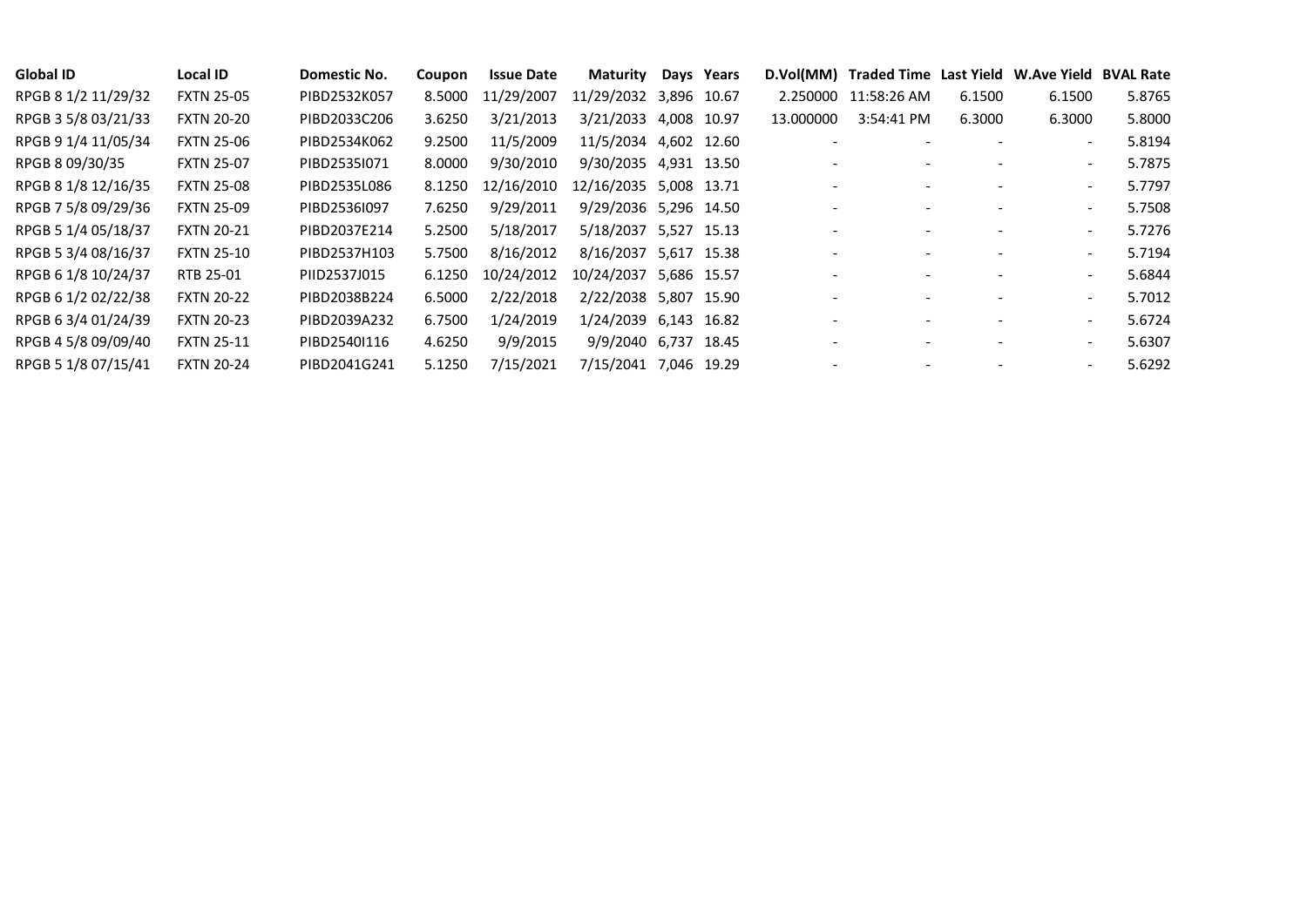| Global ID | Local ID | Domestic No. | Coupon | Issue Date | Maturity | Days | Years | D.Vol(MM) | Traded Time | Last Yield | W.Ave Yield | BVAL Rate |
|---|---|---|---|---|---|---|---|---|---|---|---|---|
| RPGB 8 1/2 11/29/32 | FXTN 25-05 | PIBD2532K057 | 8.5000 | 11/29/2007 | 11/29/2032 | 3,896 | 10.67 | 2.250000 | 11:58:26 AM | 6.1500 | 6.1500 | 5.8765 |
| RPGB 3 5/8 03/21/33 | FXTN 20-20 | PIBD2033C206 | 3.6250 | 3/21/2013 | 3/21/2033 | 4,008 | 10.97 | 13.000000 | 3:54:41 PM | 6.3000 | 6.3000 | 5.8000 |
| RPGB 9 1/4 11/05/34 | FXTN 25-06 | PIBD2534K062 | 9.2500 | 11/5/2009 | 11/5/2034 | 4,602 | 12.60 | - | - | - | - | 5.8194 |
| RPGB 8 09/30/35 | FXTN 25-07 | PIBD2535I071 | 8.0000 | 9/30/2010 | 9/30/2035 | 4,931 | 13.50 | - | - | - | - | 5.7875 |
| RPGB 8 1/8 12/16/35 | FXTN 25-08 | PIBD2535L086 | 8.1250 | 12/16/2010 | 12/16/2035 | 5,008 | 13.71 | - | - | - | - | 5.7797 |
| RPGB 7 5/8 09/29/36 | FXTN 25-09 | PIBD2536I097 | 7.6250 | 9/29/2011 | 9/29/2036 | 5,296 | 14.50 | - | - | - | - | 5.7508 |
| RPGB 5 1/4 05/18/37 | FXTN 20-21 | PIBD2037E214 | 5.2500 | 5/18/2017 | 5/18/2037 | 5,527 | 15.13 | - | - | - | - | 5.7276 |
| RPGB 5 3/4 08/16/37 | FXTN 25-10 | PIBD2537H103 | 5.7500 | 8/16/2012 | 8/16/2037 | 5,617 | 15.38 | - | - | - | - | 5.7194 |
| RPGB 6 1/8 10/24/37 | RTB 25-01 | PIID2537J015 | 6.1250 | 10/24/2012 | 10/24/2037 | 5,686 | 15.57 | - | - | - | - | 5.6844 |
| RPGB 6 1/2 02/22/38 | FXTN 20-22 | PIBD2038B224 | 6.5000 | 2/22/2018 | 2/22/2038 | 5,807 | 15.90 | - | - | - | - | 5.7012 |
| RPGB 6 3/4 01/24/39 | FXTN 20-23 | PIBD2039A232 | 6.7500 | 1/24/2019 | 1/24/2039 | 6,143 | 16.82 | - | - | - | - | 5.6724 |
| RPGB 4 5/8 09/09/40 | FXTN 25-11 | PIBD2540I116 | 4.6250 | 9/9/2015 | 9/9/2040 | 6,737 | 18.45 | - | - | - | - | 5.6307 |
| RPGB 5 1/8 07/15/41 | FXTN 20-24 | PIBD2041G241 | 5.1250 | 7/15/2021 | 7/15/2041 | 7,046 | 19.29 | - | - | - | - | 5.6292 |